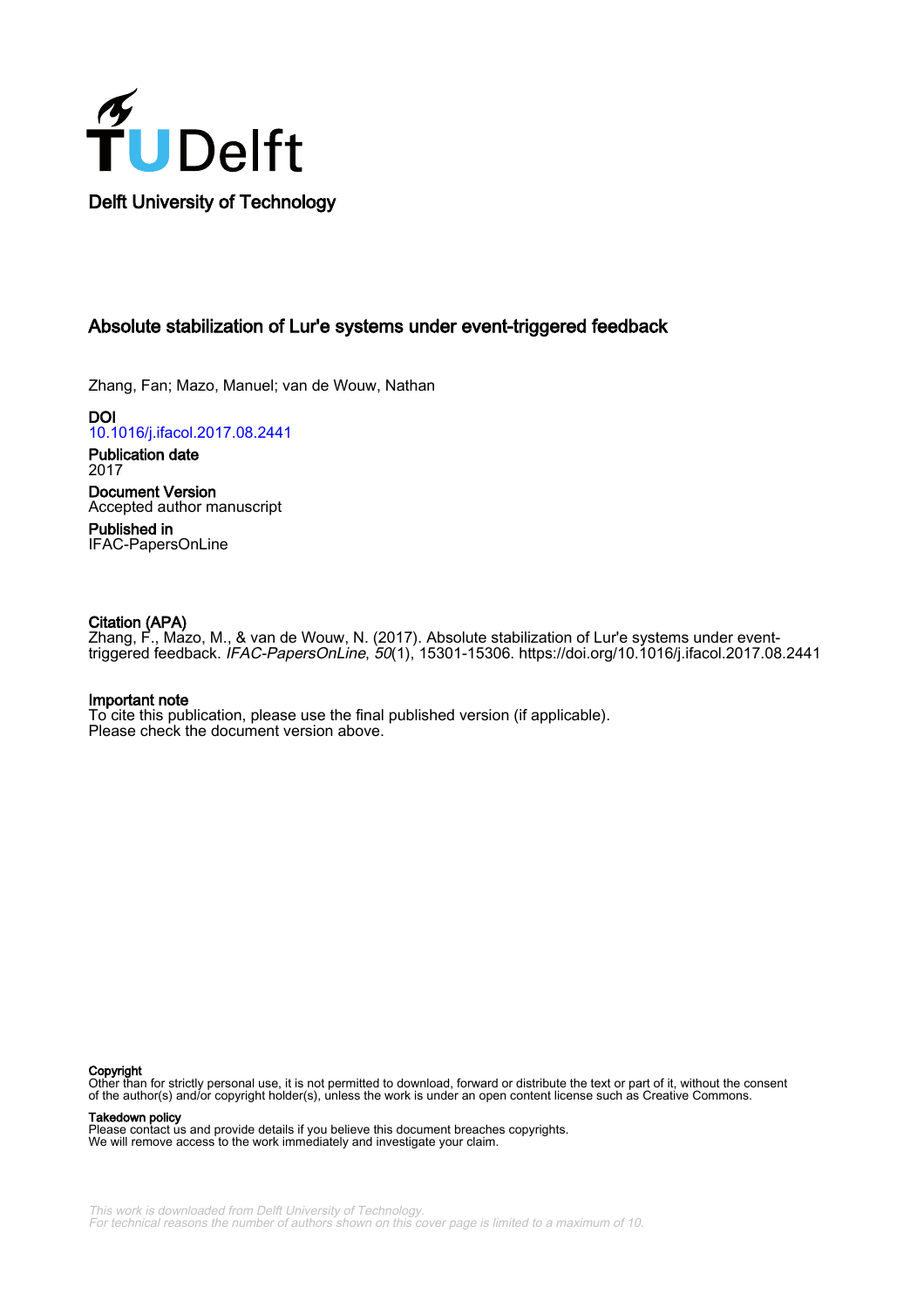Delft University of Technology

# Absolute stabilization of Lur'e systems under event-triggered feedback

Zhang, Fan; Mazo, Manuel; van de Wouw, Nathan

**DOI**
10.1016/j.ifacol.2017.08.2441

**Publication date**
2017

**Document Version**
Accepted author manuscript

**Published in**
IFAC-PapersOnLine

**Citation (APA)**
Zhang, F., Mazo, M., & van de Wouw, N. (2017). Absolute stabilization of Lur'e systems under event-triggered feedback. *IFAC-PapersOnLine*, *50*(1), 15301-15306. https://doi.org/10.1016/j.ifacol.2017.08.2441

**Important note**
To cite this publication, please use the final published version (if applicable).
Please check the document version above.

**Copyright**
Other than for strictly personal use, it is not permitted to download, forward or distribute the text or part of it, without the consent of the author(s) and/or copyright holder(s), unless the work is under an open content license such as Creative Commons.

**Takedown policy**
Please contact us and provide details if you believe this document breaches copyrights.
We will remove access to the work immediately and investigate your claim.

This work is downloaded from Delft University of Technology.
For technical reasons the number of authors shown on this cover page is limited to a maximum of 10.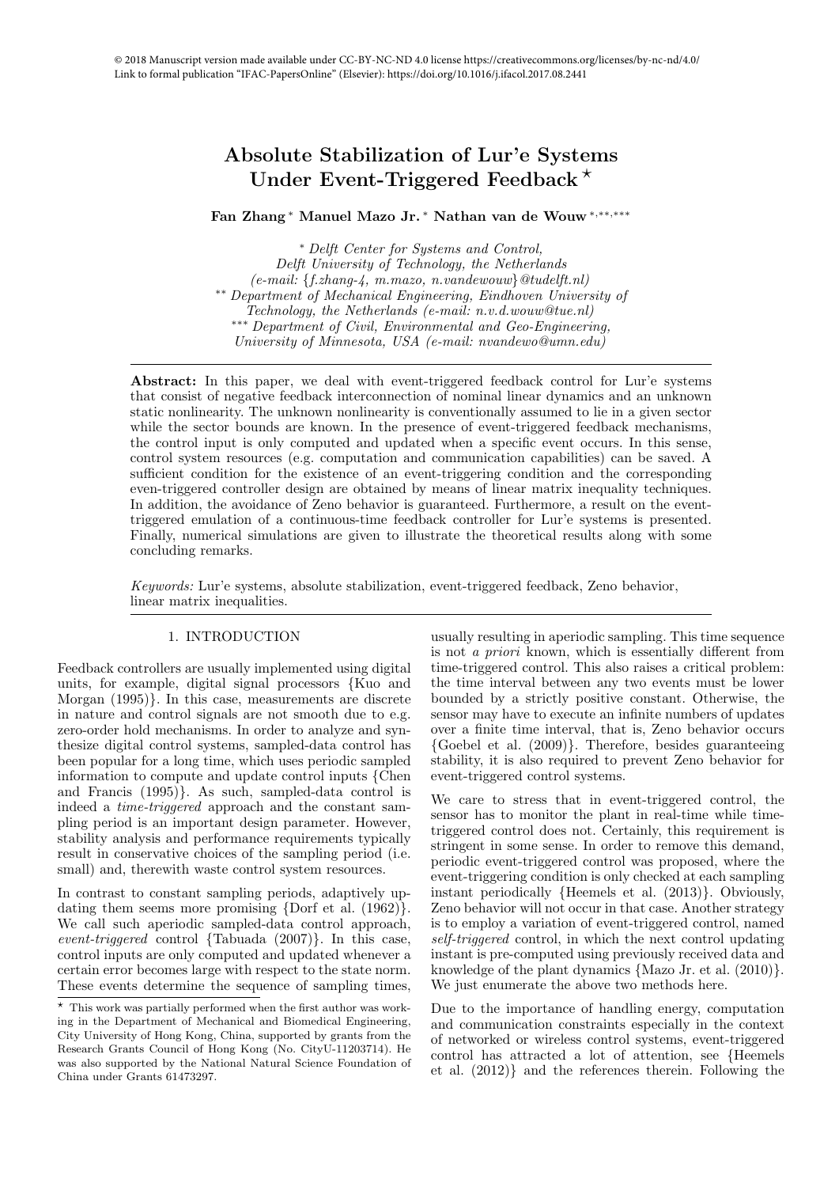© 2018 Manuscript version made available under CC-BY-NC-ND 4.0 license https://creativecommons.org/licenses/by-nc-nd/4.0/
Link to formal publication "IFAC-PapersOnline" (Elsevier): https://doi.org/10.1016/j.ifacol.2017.08.2441

# Absolute Stabilization of Lur'e Systems Under Event-Triggered Feedback ⋆

**Fan Zhang** [∗] **Manuel Mazo Jr.** [∗] **Nathan van de Wouw** [∗,∗∗,∗∗∗]

[∗] *Delft Center for Systems and Control, Delft University of Technology, the Netherlands (e-mail: {f.zhang-4, m.mazo, n.vandewouw}@tudelft.nl)*
[∗∗] *Department of Mechanical Engineering, Eindhoven University of Technology, the Netherlands (e-mail: n.v.d.wouw@tue.nl)*
[∗∗∗] *Department of Civil, Environmental and Geo-Engineering, University of Minnesota, USA (e-mail: nvandewo@umn.edu)*

**Abstract:** In this paper, we deal with event-triggered feedback control for Lur'e systems that consist of negative feedback interconnection of nominal linear dynamics and an unknown static nonlinearity. The unknown nonlinearity is conventionally assumed to lie in a given sector while the sector bounds are known. In the presence of event-triggered feedback mechanisms, the control input is only computed and updated when a specific event occurs. In this sense, control system resources (e.g. computation and communication capabilities) can be saved. A sufficient condition for the existence of an event-triggering condition and the corresponding even-triggered controller design are obtained by means of linear matrix inequality techniques. In addition, the avoidance of Zeno behavior is guaranteed. Furthermore, a result on the event-triggered emulation of a continuous-time feedback controller for Lur'e systems is presented. Finally, numerical simulations are given to illustrate the theoretical results along with some concluding remarks.

*Keywords:* Lur'e systems, absolute stabilization, event-triggered feedback, Zeno behavior, linear matrix inequalities.

## 1. INTRODUCTION

Feedback controllers are usually implemented using digital units, for example, digital signal processors {Kuo and Morgan (1995)}. In this case, measurements are discrete in nature and control signals are not smooth due to e.g. zero-order hold mechanisms. In order to analyze and synthesize digital control systems, sampled-data control has been popular for a long time, which uses periodic sampled information to compute and update control inputs {Chen and Francis (1995)}. As such, sampled-data control is indeed a *time-triggered* approach and the constant sampling period is an important design parameter. However, stability analysis and performance requirements typically result in conservative choices of the sampling period (i.e. small) and, therewith waste control system resources.

In contrast to constant sampling periods, adaptively updating them seems more promising {Dorf et al. (1962)}. We call such aperiodic sampled-data control approach, *event-triggered* control {Tabuada (2007)}. In this case, control inputs are only computed and updated whenever a certain error becomes large with respect to the state norm. These events determine the sequence of sampling times, usually resulting in aperiodic sampling. This time sequence is not *a priori* known, which is essentially different from time-triggered control. This also raises a critical problem: the time interval between any two events must be lower bounded by a strictly positive constant. Otherwise, the sensor may have to execute an infinite numbers of updates over a finite time interval, that is, Zeno behavior occurs {Goebel et al. (2009)}. Therefore, besides guaranteeing stability, it is also required to prevent Zeno behavior for event-triggered control systems.

We care to stress that in event-triggered control, the sensor has to monitor the plant in real-time while time-triggered control does not. Certainly, this requirement is stringent in some sense. In order to remove this demand, periodic event-triggered control was proposed, where the event-triggering condition is only checked at each sampling instant periodically {Heemels et al. (2013)}. Obviously, Zeno behavior will not occur in that case. Another strategy is to employ a variation of event-triggered control, named *self-triggered* control, in which the next control updating instant is pre-computed using previously received data and knowledge of the plant dynamics {Mazo Jr. et al. (2010)}. We just enumerate the above two methods here.

Due to the importance of handling energy, computation and communication constraints especially in the context of networked or wireless control systems, event-triggered control has attracted a lot of attention, see {Heemels et al. (2012)} and the references therein. Following the

⋆ This work was partially performed when the first author was working in the Department of Mechanical and Biomedical Engineering, City University of Hong Kong, China, supported by grants from the Research Grants Council of Hong Kong (No. CityU-11203714). He was also supported by the National Natural Science Foundation of China under Grants 61473297.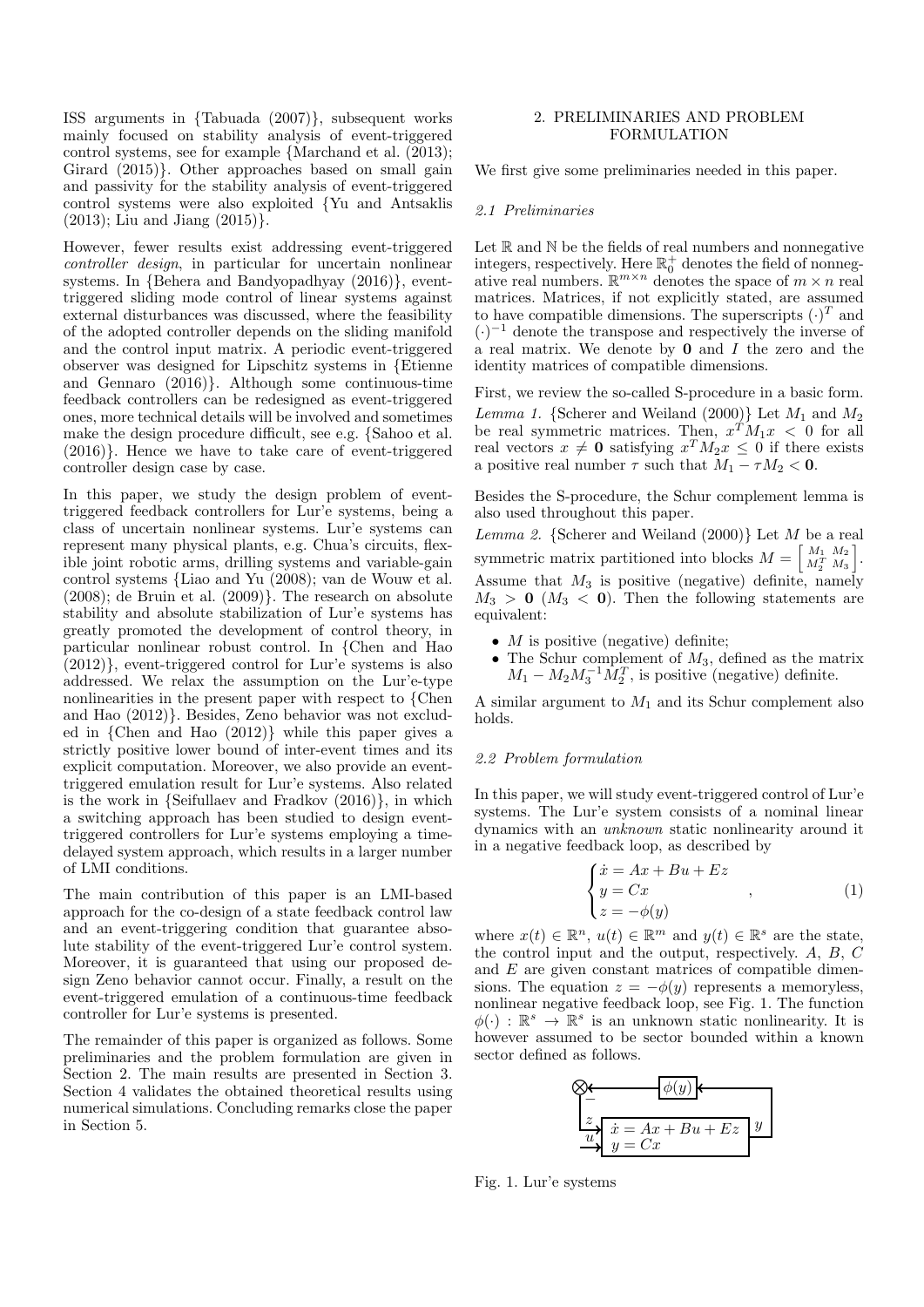ISS arguments in {Tabuada (2007)}, subsequent works mainly focused on stability analysis of event-triggered control systems, see for example {Marchand et al. (2013); Girard (2015)}. Other approaches based on small gain and passivity for the stability analysis of event-triggered control systems were also exploited {Yu and Antsaklis (2013); Liu and Jiang (2015)}.

However, fewer results exist addressing event-triggered *controller design*, in particular for uncertain nonlinear systems. In {Behera and Bandyopadhyay (2016)}, event-triggered sliding mode control of linear systems against external disturbances was discussed, where the feasibility of the adopted controller depends on the sliding manifold and the control input matrix. A periodic event-triggered observer was designed for Lipschitz systems in {Etienne and Gennaro (2016)}. Although some continuous-time feedback controllers can be redesigned as event-triggered ones, more technical details will be involved and sometimes make the design procedure difficult, see e.g. {Sahoo et al. (2016)}. Hence we have to take care of event-triggered controller design case by case.

In this paper, we study the design problem of event-triggered feedback controllers for Lur'e systems, being a class of uncertain nonlinear systems. Lur'e systems can represent many physical plants, e.g. Chua's circuits, flexible joint robotic arms, drilling systems and variable-gain control systems {Liao and Yu (2008); van de Wouw et al. (2008); de Bruin et al. (2009)}. The research on absolute stability and absolute stabilization of Lur'e systems has greatly promoted the development of control theory, in particular nonlinear robust control. In {Chen and Hao (2012)}, event-triggered control for Lur'e systems is also addressed. We relax the assumption on the Lur'e-type nonlinearities in the present paper with respect to {Chen and Hao (2012)}. Besides, Zeno behavior was not excluded in {Chen and Hao (2012)} while this paper gives a strictly positive lower bound of inter-event times and its explicit computation. Moreover, we also provide an event-triggered emulation result for Lur'e systems. Also related is the work in {Seifullaev and Fradkov (2016)}, in which a switching approach has been studied to design event-triggered controllers for Lur'e systems employing a time-delayed system approach, which results in a larger number of LMI conditions.

The main contribution of this paper is an LMI-based approach for the co-design of a state feedback control law and an event-triggering condition that guarantee absolute stability of the event-triggered Lur'e control system. Moreover, it is guaranteed that using our proposed design Zeno behavior cannot occur. Finally, a result on the event-triggered emulation of a continuous-time feedback controller for Lur'e systems is presented.

The remainder of this paper is organized as follows. Some preliminaries and the problem formulation are given in Section 2. The main results are presented in Section 3. Section 4 validates the obtained theoretical results using numerical simulations. Concluding remarks close the paper in Section 5.

## 2. PRELIMINARIES AND PROBLEM FORMULATION

We first give some preliminaries needed in this paper.

### 2.1 Preliminaries

Let $\mathbb{R}$ and $\mathbb{N}$ be the fields of real numbers and nonnegative integers, respectively. Here $\mathbb{R}_0^+$ denotes the field of nonnegative real numbers. $\mathbb{R}^{m\times n}$ denotes the space of $m \times n$ real matrices. Matrices, if not explicitly stated, are assumed to have compatible dimensions. The superscripts $(\cdot)^T$ and $(\cdot)^{-1}$ denote the transpose and respectively the inverse of a real matrix. We denote by $\mathbf{0}$ and $I$ the zero and the identity matrices of compatible dimensions.

First, we review the so-called S-procedure in a basic form.

*Lemma 1.* {Scherer and Weiland (2000)} Let $M_1$ and $M_2$ be real symmetric matrices. Then, $x^T M_1 x < 0$ for all real vectors $x \neq \mathbf{0}$ satisfying $x^T M_2 x \leq 0$ if there exists a positive real number $\tau$ such that $M_1 - \tau M_2 < \mathbf{0}$.

Besides the S-procedure, the Schur complement lemma is also used throughout this paper.

*Lemma 2.* {Scherer and Weiland (2000)} Let $M$ be a real symmetric matrix partitioned into blocks $M = \begin{bmatrix} M_1 & M_2 \\ M_2^T & M_3 \end{bmatrix}$. Assume that $M_3$ is positive (negative) definite, namely $M_3 > \mathbf{0}$ ($M_3 < \mathbf{0}$). Then the following statements are equivalent:

- $M$ is positive (negative) definite;
- The Schur complement of $M_3$, defined as the matrix $M_1 - M_2 M_3^{-1} M_2^T$, is positive (negative) definite.

A similar argument to $M_1$ and its Schur complement also holds.

### 2.2 Problem formulation

In this paper, we will study event-triggered control of Lur'e systems. The Lur'e system consists of a nominal linear dynamics with an *unknown* static nonlinearity around it in a negative feedback loop, as described by

$$\begin{cases} \dot{x} = Ax + Bu + Ez \\ y = Cx \\ z = -\phi(y) \end{cases}, \tag{1}$$

where $x(t) \in \mathbb{R}^n$, $u(t) \in \mathbb{R}^m$ and $y(t) \in \mathbb{R}^s$ are the state, the control input and the output, respectively. $A$, $B$, $C$ and $E$ are given constant matrices of compatible dimensions. The equation $z = -\phi(y)$ represents a memoryless, nonlinear negative feedback loop, see Fig. 1. The function $\phi(\cdot) : \mathbb{R}^s \to \mathbb{R}^s$ is an unknown static nonlinearity. It is however assumed to be sector bounded within a known sector defined as follows.

Fig. 1. Lur'e systems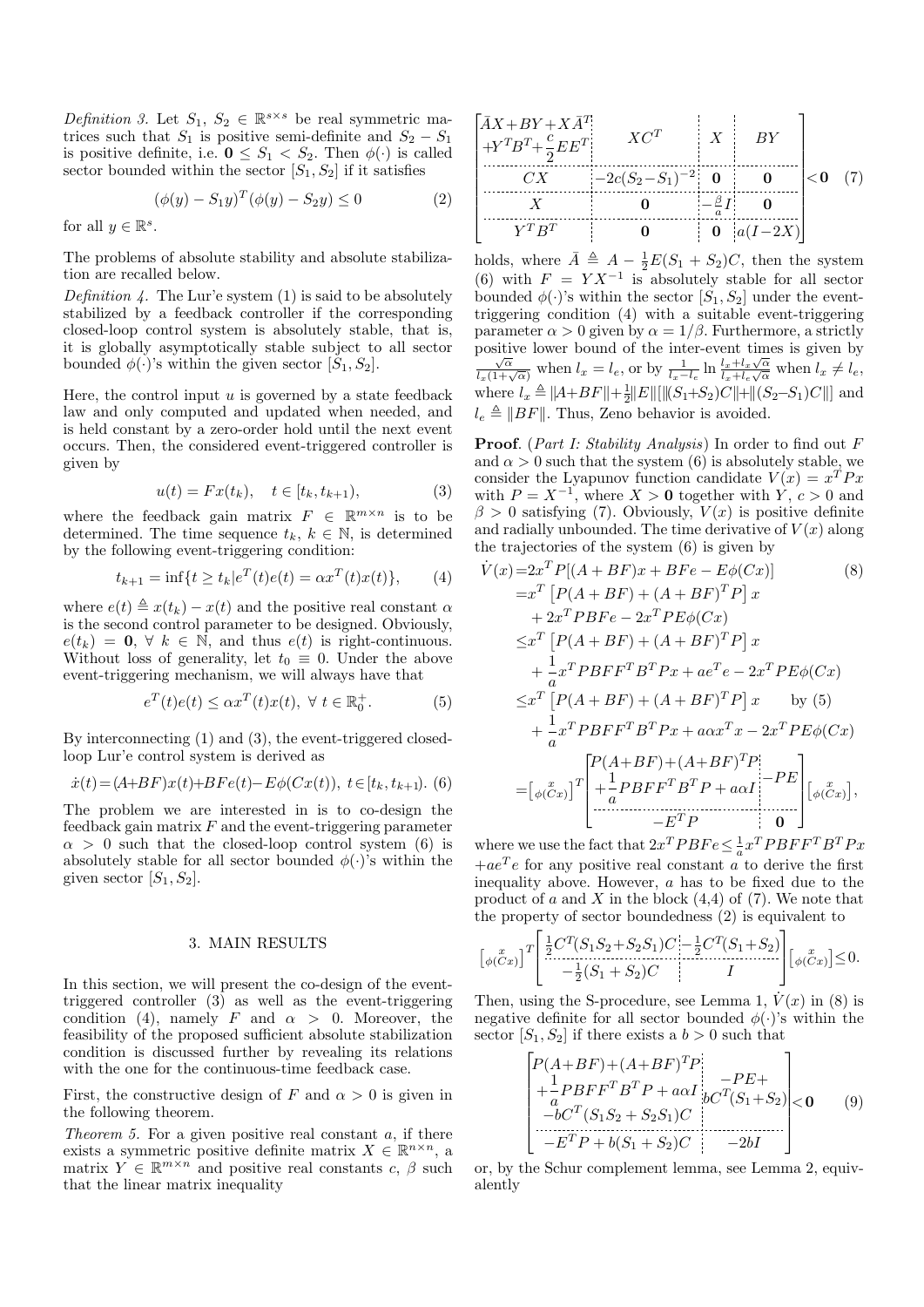*Definition 3.* Let $S_1,\ S_2 \in \mathbb{R}^{s\times s}$ be real symmetric matrices such that $S_1$ is positive semi-definite and $S_2 - S_1$ is positive definite, i.e. $\mathbf{0} \leq S_1 < S_2$. Then $\phi(\cdot)$ is called sector bounded within the sector $[S_1, S_2]$ if it satisfies

$$(\phi(y) - S_1 y)^T(\phi(y) - S_2 y) \leq 0 \tag{2}$$

for all $y \in \mathbb{R}^s$.

The problems of absolute stability and absolute stabilization are recalled below.

*Definition 4.* The Lur'e system (1) is said to be absolutely stabilized by a feedback controller if the corresponding closed-loop control system is absolutely stable, that is, it is globally asymptotically stable subject to all sector bounded $\phi(\cdot)$'s within the given sector $[S_1, S_2]$.

Here, the control input $u$ is governed by a state feedback law and only computed and updated when needed, and is held constant by a zero-order hold until the next event occurs. Then, the considered event-triggered controller is given by

$$u(t) = Fx(t_k), \quad t \in [t_k, t_{k+1}), \tag{3}$$

where the feedback gain matrix $F \in \mathbb{R}^{m\times n}$ is to be determined. The time sequence $t_k$, $k \in \mathbb{N}$, is determined by the following event-triggering condition:

$$t_{k+1} = \inf\{t \geq t_k | e^T(t)e(t) = \alpha x^T(t)x(t)\}, \tag{4}$$

where $e(t) \triangleq x(t_k) - x(t)$ and the positive real constant $\alpha$ is the second control parameter to be designed. Obviously, $e(t_k) = \mathbf{0}$, $\forall\ k \in \mathbb{N}$, and thus $e(t)$ is right-continuous. Without loss of generality, let $t_0 \equiv 0$. Under the above event-triggering mechanism, we will always have that

$$e^T(t)e(t) \leq \alpha x^T(t)x(t),\ \forall\ t \in \mathbb{R}_0^+. \tag{5}$$

By interconnecting (1) and (3), the event-triggered closed-loop Lur'e control system is derived as

$$\dot{x}(t) = (A+BF)x(t) + BFe(t) - E\phi(Cx(t)),\ t \in [t_k, t_{k+1}). \tag{6}$$

The problem we are interested in is to co-design the feedback gain matrix $F$ and the event-triggering parameter $\alpha > 0$ such that the closed-loop control system (6) is absolutely stable for all sector bounded $\phi(\cdot)$'s within the given sector $[S_1, S_2]$.

## 3. MAIN RESULTS

In this section, we will present the co-design of the event-triggered controller (3) as well as the event-triggering condition (4), namely $F$ and $\alpha > 0$. Moreover, the feasibility of the proposed sufficient absolute stabilization condition is discussed further by revealing its relations with the one for the continuous-time feedback case.

First, the constructive design of $F$ and $\alpha > 0$ is given in the following theorem.

*Theorem 5.* For a given positive real constant $a$, if there exists a symmetric positive definite matrix $X \in \mathbb{R}^{n\times n}$, a matrix $Y \in \mathbb{R}^{m\times n}$ and positive real constants $c$, $\beta$ such that the linear matrix inequality

$$\begin{bmatrix} \bar{A}X + BY + X\bar{A}^T + Y^TB^T + \frac{c}{2}EE^T & XC^T & X & BY \\ CX & -2c(S_2 - S_1)^{-2} & \mathbf{0} & \mathbf{0} \\ X & \mathbf{0} & -\frac{\beta}{a}I & \mathbf{0} \\ Y^TB^T & \mathbf{0} & \mathbf{0} & a(I - 2X) \end{bmatrix} < \mathbf{0} \tag{7}$$

holds, where $\bar{A} \triangleq A - \frac{1}{2}E(S_1 + S_2)C$, then the system (6) with $F = YX^{-1}$ is absolutely stable for all sector bounded $\phi(\cdot)$'s within the sector $[S_1, S_2]$ under the event-triggering condition (4) with a suitable event-triggering parameter $\alpha > 0$ given by $\alpha = 1/\beta$. Furthermore, a strictly positive lower bound of the inter-event times is given by $\frac{\sqrt{\alpha}}{l_x(1+\sqrt{\alpha})}$ when $l_x = l_e$, or by $\frac{1}{l_x - l_e}\ln\frac{l_x + l_x\sqrt{\alpha}}{l_x + l_e\sqrt{\alpha}}$ when $l_x \neq l_e$, where $l_x \triangleq \|A+BF\| + \frac{1}{2}\|E\|[\|(S_1+S_2)C\| + \|(S_2 - S_1)C\|]$ and $l_e \triangleq \|BF\|$. Thus, Zeno behavior is avoided.

**Proof**. (*Part I: Stability Analysis*) In order to find out $F$ and $\alpha > 0$ such that the system (6) is absolutely stable, we consider the Lyapunov function candidate $V(x) = x^TPx$ with $P = X^{-1}$, where $X > \mathbf{0}$ together with $Y$, $c > 0$ and $\beta > 0$ satisfying (7). Obviously, $V(x)$ is positive definite and radially unbounded. The time derivative of $V(x)$ along the trajectories of the system (6) is given by

$$\begin{aligned}
\dot{V}(x) =& 2x^TP[(A+BF)x + BFe - E\phi(Cx)] \qquad (8)\\
=& x^T\left[P(A+BF) + (A+BF)^TP\right]x \\
&+ 2x^TPBFe - 2x^TPE\phi(Cx) \\
\leq& x^T\left[P(A+BF) + (A+BF)^TP\right]x \\
&+ \frac{1}{a}x^TPBFF^TB^TPx + ae^Te - 2x^TPE\phi(Cx) \\
\leq& x^T\left[P(A+BF) + (A+BF)^TP\right]x \qquad \text{by (5)} \\
&+ \frac{1}{a}x^TPBFF^TB^TPx + a\alpha x^Tx - 2x^TPE\phi(Cx) \\
=& \begin{bmatrix} x \\ \phi(Cx) \end{bmatrix}^T \begin{bmatrix} P(A+BF) + (A+BF)^TP + \frac{1}{a}PBFF^TB^TP + a\alpha I & -PE \\ -E^TP & \mathbf{0} \end{bmatrix} \begin{bmatrix} x \\ \phi(Cx) \end{bmatrix},
\end{aligned}$$

where we use the fact that $2x^TPBFe \leq \frac{1}{a}x^TPBFF^TB^TPx + ae^Te$ for any positive real constant $a$ to derive the first inequality above. However, $a$ has to be fixed due to the product of $a$ and $X$ in the block (4,4) of (7). We note that the property of sector boundedness (2) is equivalent to

$$\begin{bmatrix} x \\ \phi(Cx) \end{bmatrix}^T \begin{bmatrix} \frac{1}{2}C^T(S_1S_2 + S_2S_1)C & -\frac{1}{2}C^T(S_1 + S_2) \\ -\frac{1}{2}(S_1 + S_2)C & I \end{bmatrix} \begin{bmatrix} x \\ \phi(Cx) \end{bmatrix} \leq 0.$$

Then, using the S-procedure, see Lemma 1, $\dot{V}(x)$ in (8) is negative definite for all sector bounded $\phi(\cdot)$'s within the sector $[S_1, S_2]$ if there exists a $b > 0$ such that

$$\begin{bmatrix} P(A+BF) + (A+BF)^TP + \frac{1}{a}PBFF^TB^TP + a\alpha I - bC^T(S_1S_2 + S_2S_1)C & -PE + bC^T(S_1 + S_2) \\ -E^TP + b(S_1 + S_2)C & -2bI \end{bmatrix} < \mathbf{0} \tag{9}$$

or, by the Schur complement lemma, see Lemma 2, equivalently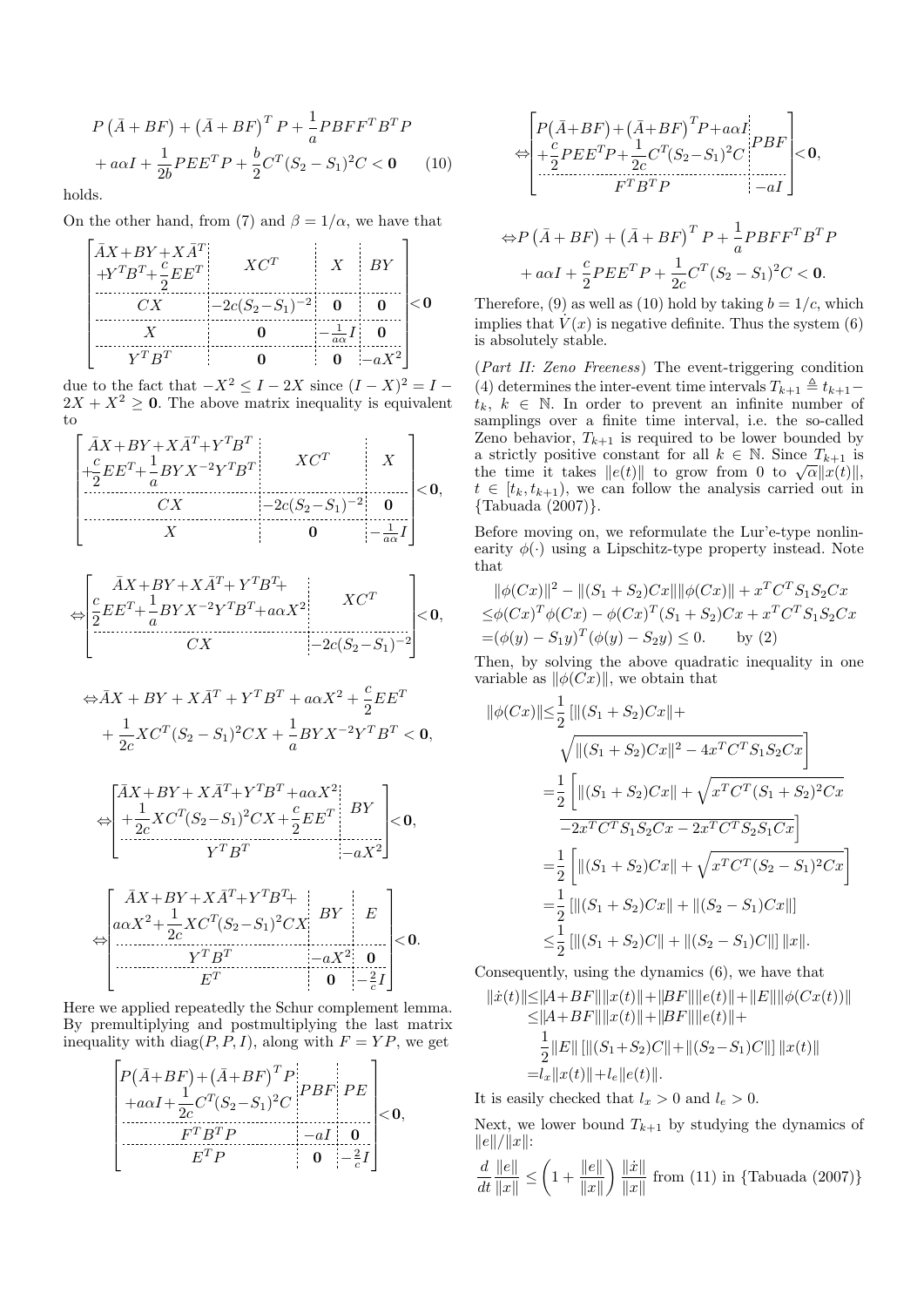$$P\left(\bar{A}+BF\right)+\left(\bar{A}+BF\right)^TP+\frac{1}{a}PBFF^TB^TP$$
$$+a\alpha I+\frac{1}{2b}PEE^TP+\frac{b}{2}C^T(S_2-S_1)^2C<\mathbf{0} \qquad (10)$$

holds.

On the other hand, from (7) and $\beta=1/\alpha$, we have that

$$\begin{bmatrix} \bar{A}X+BY+X\bar{A}^T+Y^TB^T+\frac{c}{2}EE^T & XC^T & X & BY \\ CX & -2c(S_2-S_1)^{-2} & \mathbf{0} & \mathbf{0} \\ X & \mathbf{0} & -\frac{1}{a\alpha}I & \mathbf{0} \\ Y^TB^T & \mathbf{0} & \mathbf{0} & -aX^2 \end{bmatrix}<\mathbf{0}$$

due to the fact that $-X^2\leq I-2X$ since $(I-X)^2=I-2X+X^2\geq\mathbf{0}$. The above matrix inequality is equivalent to

$$\begin{bmatrix} \bar{A}X+BY+X\bar{A}^T+Y^TB^T+\frac{c}{2}EE^T+\frac{1}{a}BYX^{-2}Y^TB^T & XC^T & X \\ CX & -2c(S_2-S_1)^{-2} & \mathbf{0} \\ X & \mathbf{0} & -\frac{1}{a\alpha}I \end{bmatrix}<\mathbf{0},$$

$$\Leftrightarrow\begin{bmatrix} \bar{A}X+BY+X\bar{A}^T+Y^TB^T+\frac{c}{2}EE^T+\frac{1}{a}BYX^{-2}Y^TB^T+a\alpha X^2 & XC^T \\ CX & -2c(S_2-S_1)^{-2} \end{bmatrix}<\mathbf{0},$$

$$\Leftrightarrow\bar{A}X+BY+X\bar{A}^T+Y^TB^T+a\alpha X^2+\frac{c}{2}EE^T$$
$$+\frac{1}{2c}XC^T(S_2-S_1)^2CX+\frac{1}{a}BYX^{-2}Y^TB^T<\mathbf{0},$$

$$\Leftrightarrow\begin{bmatrix} \bar{A}X+BY+X\bar{A}^T+Y^TB^T+a\alpha X^2+\frac{1}{2c}XC^T(S_2-S_1)^2CX+\frac{c}{2}EE^T & BY \\ Y^TB^T & -aX^2 \end{bmatrix}<\mathbf{0},$$

$$\Leftrightarrow\begin{bmatrix} \bar{A}X+BY+X\bar{A}^T+Y^TB^T+a\alpha X^2+\frac{1}{2c}XC^T(S_2-S_1)^2CX & BY & E \\ Y^TB^T & -aX^2 & \mathbf{0} \\ E^T & \mathbf{0} & -\frac{2}{c}I \end{bmatrix}<\mathbf{0}.$$

Here we applied repeatedly the Schur complement lemma. By premultiplying and postmultiplying the last matrix inequality with $\mathrm{diag}(P,P,I)$, along with $F=YP$, we get

$$\begin{bmatrix} P\left(\bar{A}+BF\right)+\left(\bar{A}+BF\right)^TP+a\alpha I+\frac{1}{2c}C^T(S_2-S_1)^2C & PBF & PE \\ F^TB^TP & -aI & \mathbf{0} \\ E^TP & \mathbf{0} & -\frac{2}{c}I \end{bmatrix}<\mathbf{0},$$

$$\Leftrightarrow\begin{bmatrix} P\left(\bar{A}+BF\right)+\left(\bar{A}+BF\right)^TP+a\alpha I+\frac{c}{2}PEE^TP+\frac{1}{2c}C^T(S_2-S_1)^2C & PBF \\ F^TB^TP & -aI \end{bmatrix}<\mathbf{0},$$

$$\Leftrightarrow P\left(\bar{A}+BF\right)+\left(\bar{A}+BF\right)^TP+\frac{1}{a}PBFF^TB^TP$$
$$+a\alpha I+\frac{c}{2}PEE^TP+\frac{1}{2c}C^T(S_2-S_1)^2C<\mathbf{0}.$$

Therefore, (9) as well as (10) hold by taking $b=1/c$, which implies that $\dot{V}(x)$ is negative definite. Thus the system (6) is absolutely stable.

(*Part II: Zeno Freeness*) The event-triggering condition (4) determines the inter-event time intervals $T_{k+1}\triangleq t_{k+1}-t_k$, $k\in\mathbb{N}$. In order to prevent an infinite number of samplings over a finite time interval, i.e. the so-called Zeno behavior, $T_{k+1}$ is required to be lower bounded by a strictly positive constant for all $k\in\mathbb{N}$. Since $T_{k+1}$ is the time it takes $\|e(t)\|$ to grow from 0 to $\sqrt{\alpha}\|x(t)\|$, $t\in[t_k,t_{k+1})$, we can follow the analysis carried out in {Tabuada (2007)}.

Before moving on, we reformulate the Lur'e-type nonlinearity $\phi(\cdot)$ using a Lipschitz-type property instead. Note that

$$\begin{aligned}
&\|\phi(Cx)\|^2-\|(S_1+S_2)Cx\|\|\phi(Cx)\|+x^TC^TS_1S_2Cx\\
\leq&\phi(Cx)^T\phi(Cx)-\phi(Cx)^T(S_1+S_2)Cx+x^TC^TS_1S_2Cx\\
=&(\phi(y)-S_1y)^T(\phi(y)-S_2y)\leq 0. \qquad \text{by (2)}
\end{aligned}$$

Then, by solving the above quadratic inequality in one variable as $\|\phi(Cx)\|$, we obtain that

$$\begin{aligned}
\|\phi(Cx)\|\leq&\frac{1}{2}\left[\|(S_1+S_2)Cx\|+\sqrt{\|(S_1+S_2)Cx\|^2-4x^TC^TS_1S_2Cx}\right]\\
=&\frac{1}{2}\left[\|(S_1+S_2)Cx\|+\sqrt{x^TC^T(S_1+S_2)^2Cx-2x^TC^TS_1S_2Cx-2x^TC^TS_2S_1Cx}\right]\\
=&\frac{1}{2}\left[\|(S_1+S_2)Cx\|+\sqrt{x^TC^T(S_2-S_1)^2Cx}\right]\\
=&\frac{1}{2}\left[\|(S_1+S_2)Cx\|+\|(S_2-S_1)Cx\|\right]\\
\leq&\frac{1}{2}\left[\|(S_1+S_2)C\|+\|(S_2-S_1)C\|\right]\|x\|.
\end{aligned}$$

Consequently, using the dynamics (6), we have that

$$\begin{aligned}
\|\dot{x}(t)\|\leq&\|A+BF\|\|x(t)\|+\|BF\|\|e(t)\|+\|E\|\|\phi(Cx(t))\|\\
\leq&\|A+BF\|\|x(t)\|+\|BF\|\|e(t)\|+\\
&\frac{1}{2}\|E\|\left[\|(S_1+S_2)C\|+\|(S_2-S_1)C\|\right]\|x(t)\|\\
=&l_x\|x(t)\|+l_e\|e(t)\|.
\end{aligned}$$

It is easily checked that $l_x>0$ and $l_e>0$.

Next, we lower bound $T_{k+1}$ by studying the dynamics of $\|e\|/\|x\|$:

$$\frac{d}{dt}\frac{\|e\|}{\|x\|}\leq\left(1+\frac{\|e\|}{\|x\|}\right)\frac{\|\dot{x}\|}{\|x\|}\text{ from (11) in {Tabuada (2007)}}$$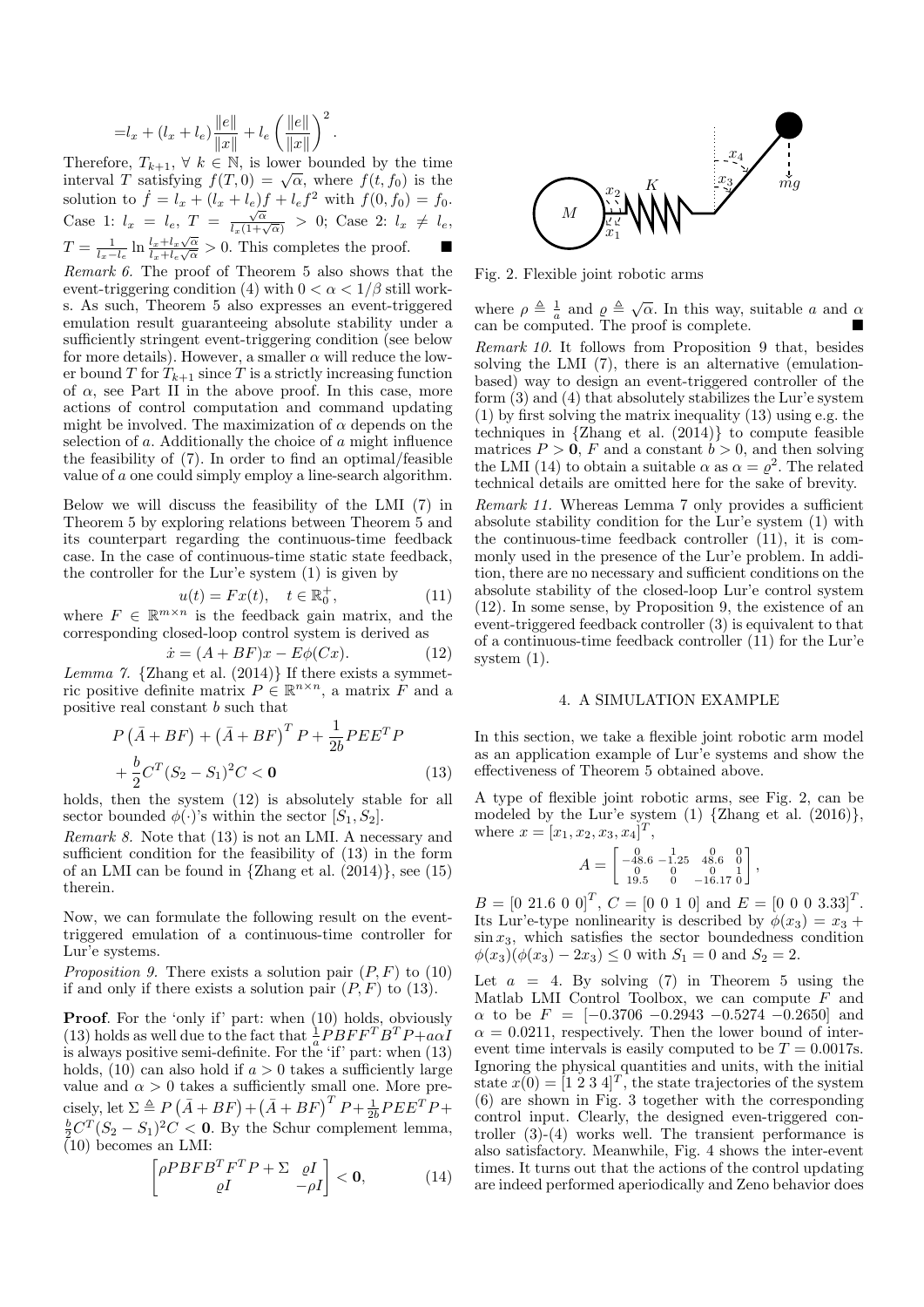$$=l_x + (l_x + l_e)\frac{\|e\|}{\|x\|} + l_e\left(\frac{\|e\|}{\|x\|}\right)^2.$$

Therefore, $T_{k+1}$, $\forall\ k \in \mathbb{N}$, is lower bounded by the time interval $T$ satisfying $f(T, 0) = \sqrt{\alpha}$, where $f(t, f_0)$ is the solution to $\dot{f} = l_x + (l_x + l_e)f + l_e f^2$ with $f(0, f_0) = f_0$. Case 1: $l_x = l_e$, $T = \frac{\sqrt{\alpha}}{l_x(1+\sqrt{\alpha})} > 0$; Case 2: $l_x \neq l_e$, $T = \frac{1}{l_x - l_e}\ln\frac{l_x + l_x\sqrt{\alpha}}{l_x + l_e\sqrt{\alpha}} > 0$. This completes the proof. ■

*Remark 6.* The proof of Theorem 5 also shows that the event-triggering condition (4) with $0 < \alpha < 1/\beta$ still works. As such, Theorem 5 also expresses an event-triggered emulation result guaranteeing absolute stability under a sufficiently stringent event-triggering condition (see below for more details). However, a smaller $\alpha$ will reduce the lower bound $T$ for $T_{k+1}$ since $T$ is a strictly increasing function of $\alpha$, see Part II in the above proof. In this case, more actions of control computation and command updating might be involved. The maximization of $\alpha$ depends on the selection of $a$. Additionally the choice of $a$ might influence the feasibility of (7). In order to find an optimal/feasible value of $a$ one could simply employ a line-search algorithm.

Below we will discuss the feasibility of the LMI (7) in Theorem 5 by exploring relations between Theorem 5 and its counterpart regarding the continuous-time feedback case. In the case of continuous-time static state feedback, the controller for the Lur'e system (1) is given by

$$u(t) = Fx(t), \quad t \in \mathbb{R}_0^+, \tag{11}$$

where $F \in \mathbb{R}^{m\times n}$ is the feedback gain matrix, and the corresponding closed-loop control system is derived as

$$\dot{x} = (A + BF)x - E\phi(Cx). \tag{12}$$

*Lemma 7.* {Zhang et al. (2014)} If there exists a symmetric positive definite matrix $P \in \mathbb{R}^{n\times n}$, a matrix $F$ and a positive real constant $b$ such that

$$P\left(\bar{A} + BF\right) + \left(\bar{A} + BF\right)^T P + \frac{1}{2b}PEE^T P + \frac{b}{2}C^T(S_2 - S_1)^2 C < \mathbf{0} \tag{13}$$

holds, then the system (12) is absolutely stable for all sector bounded $\phi(\cdot)$'s within the sector $[S_1, S_2]$.

*Remark 8.* Note that (13) is not an LMI. A necessary and sufficient condition for the feasibility of (13) in the form of an LMI can be found in {Zhang et al. (2014)}, see (15) therein.

Now, we can formulate the following result on the event-triggered emulation of a continuous-time controller for Lur'e systems.

*Proposition 9.* There exists a solution pair $(P, F)$ to (10) if and only if there exists a solution pair $(P, F)$ to (13).

**Proof**. For the 'only if' part: when (10) holds, obviously (13) holds as well due to the fact that $\frac{1}{a}PBFF^TB^TP + a\alpha I$ is always positive semi-definite. For the 'if' part: when (13) holds, (10) can also hold if $a > 0$ takes a sufficiently large value and $\alpha > 0$ takes a sufficiently small one. More precisely, let $\Sigma \triangleq P\left(\bar{A} + BF\right) + \left(\bar{A} + BF\right)^T P + \frac{1}{2b}PEE^TP + \frac{b}{2}C^T(S_2 - S_1)^2C < \mathbf{0}$. By the Schur complement lemma, (10) becomes an LMI:

$$\begin{bmatrix} \rho PBFB^TF^TP + \Sigma & \varrho I \\ \varrho I & -\rho I \end{bmatrix} < \mathbf{0}, \tag{14}$$

where $\rho \triangleq \frac{1}{a}$ and $\varrho \triangleq \sqrt{\alpha}$. In this way, suitable $a$ and $\alpha$ can be computed. The proof is complete. ■

*Remark 10.* It follows from Proposition 9 that, besides solving the LMI (7), there is an alternative (emulation-based) way to design an event-triggered controller of the form (3) and (4) that absolutely stabilizes the Lur'e system (1) by first solving the matrix inequality (13) using e.g. the techniques in {Zhang et al. (2014)} to compute feasible matrices $P > \mathbf{0}$, $F$ and a constant $b > 0$, and then solving the LMI (14) to obtain a suitable $\alpha$ as $\alpha = \varrho^2$. The related technical details are omitted here for the sake of brevity.

*Remark 11.* Whereas Lemma 7 only provides a sufficient absolute stability condition for the Lur'e system (1) with the continuous-time feedback controller (11), it is commonly used in the presence of the Lur'e problem. In addition, there are no necessary and sufficient conditions on the absolute stability of the closed-loop Lur'e control system (12). In some sense, by Proposition 9, the existence of an event-triggered feedback controller (3) is equivalent to that of a continuous-time feedback controller (11) for the Lur'e system (1).

## 4. A SIMULATION EXAMPLE

In this section, we take a flexible joint robotic arm model as an application example of Lur'e systems and show the effectiveness of Theorem 5 obtained above.

A type of flexible joint robotic arms, see Fig. 2, can be modeled by the Lur'e system (1) {Zhang et al. (2016)}, where $x = [x_1, x_2, x_3, x_4]^T$,

$$A = \begin{bmatrix} 0 & 1 & 0 & 0 \\ -48.6 & -1.25 & 48.6 & 0 \\ 0 & 0 & 0 & 1 \\ 19.5 & 0 & -16.17 & 0 \end{bmatrix},$$

$B = [0\ 21.6\ 0\ 0]^T$, $C = [0\ 0\ 1\ 0]$ and $E = [0\ 0\ 0\ 3.33]^T$. Its Lur'e-type nonlinearity is described by $\phi(x_3) = x_3 + \sin x_3$, which satisfies the sector boundedness condition $\phi(x_3)(\phi(x_3) - 2x_3) \leq 0$ with $S_1 = 0$ and $S_2 = 2$.

Fig. 2. Flexible joint robotic arms

Let $a = 4$. By solving (7) in Theorem 5 using the Matlab LMI Control Toolbox, we can compute $F$ and $\alpha$ to be $F = [-0.3706\ -0.2943\ -0.5274\ -0.2650]$ and $\alpha = 0.0211$, respectively. Then the lower bound of inter-event time intervals is easily computed to be $T = 0.0017$s. Ignoring the physical quantities and units, with the initial state $x(0) = [1\ 2\ 3\ 4]^T$, the state trajectories of the system (6) are shown in Fig. 3 together with the corresponding control input. Clearly, the designed even-triggered controller (3)-(4) works well. The transient performance is also satisfactory. Meanwhile, Fig. 4 shows the inter-event times. It turns out that the actions of the control updating are indeed performed aperiodically and Zeno behavior does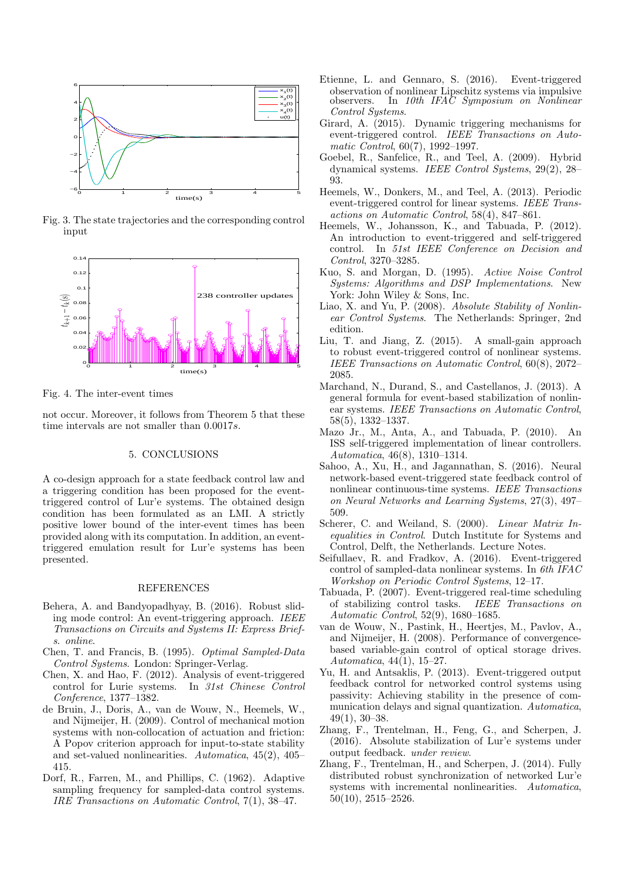6
4
2
0
−2
−4
−6
0 1 2 3 4 5
time(s)
$x_1(t)$
$x_2(t)$
$x_3(t)$
$x_4(t)$
u(t)

Fig. 3. The state trajectories and the corresponding control input

0.14
0.12
0.1
0.08
0.06
0.04
0.02
0
0 1 2 3 4 5
time(s)
$t_{k+1} - t_k(s)$
238 controller updates

Fig. 4. The inter-event times

not occur. Moreover, it follows from Theorem 5 that these time intervals are not smaller than $0.0017s$.

## 5. CONCLUSIONS

A co-design approach for a state feedback control law and a triggering condition has been proposed for the event-triggered control of Lur'e systems. The obtained design condition has been formulated as an LMI. A strictly positive lower bound of the inter-event times has been provided along with its computation. In addition, an event-triggered emulation result for Lur'e systems has been presented.

## REFERENCES

Behera, A. and Bandyopadhyay, B. (2016). Robust sliding mode control: An event-triggering approach. *IEEE Transactions on Circuits and Systems II: Express Briefs. online*.

Chen, T. and Francis, B. (1995). *Optimal Sampled-Data Control Systems*. London: Springer-Verlag.

Chen, X. and Hao, F. (2012). Analysis of event-triggered control for Lurie systems. In *31st Chinese Control Conference*, 1377–1382.

de Bruin, J., Doris, A., van de Wouw, N., Heemels, W., and Nijmeijer, H. (2009). Control of mechanical motion systems with non-collocation of actuation and friction: A Popov criterion approach for input-to-state stability and set-valued nonlinearities. *Automatica*, 45(2), 405–415.

Dorf, R., Farren, M., and Phillips, C. (1962). Adaptive sampling frequency for sampled-data control systems. *IRE Transactions on Automatic Control*, 7(1), 38–47.

Etienne, L. and Gennaro, S. (2016). Event-triggered observation of nonlinear Lipschitz systems via impulsive observers. In *10th IFAC Symposium on Nonlinear Control Systems*.

Girard, A. (2015). Dynamic triggering mechanisms for event-triggered control. *IEEE Transactions on Automatic Control*, 60(7), 1992–1997.

Goebel, R., Sanfelice, R., and Teel, A. (2009). Hybrid dynamical systems. *IEEE Control Systems*, 29(2), 28–93.

Heemels, W., Donkers, M., and Teel, A. (2013). Periodic event-triggered control for linear systems. *IEEE Transactions on Automatic Control*, 58(4), 847–861.

Heemels, W., Johansson, K., and Tabuada, P. (2012). An introduction to event-triggered and self-triggered control. In *51st IEEE Conference on Decision and Control*, 3270–3285.

Kuo, S. and Morgan, D. (1995). *Active Noise Control Systems: Algorithms and DSP Implementations*. New York: John Wiley & Sons, Inc.

Liao, X. and Yu, P. (2008). *Absolute Stability of Nonlinear Control Systems*. The Netherlands: Springer, 2nd edition.

Liu, T. and Jiang, Z. (2015). A small-gain approach to robust event-triggered control of nonlinear systems. *IEEE Transactions on Automatic Control*, 60(8), 2072–2085.

Marchand, N., Durand, S., and Castellanos, J. (2013). A general formula for event-based stabilization of nonlinear systems. *IEEE Transactions on Automatic Control*, 58(5), 1332–1337.

Mazo Jr., M., Anta, A., and Tabuada, P. (2010). An ISS self-triggered implementation of linear controllers. *Automatica*, 46(8), 1310–1314.

Sahoo, A., Xu, H., and Jagannathan, S. (2016). Neural network-based event-triggered state feedback control of nonlinear continuous-time systems. *IEEE Transactions on Neural Networks and Learning Systems*, 27(3), 497–509.

Scherer, C. and Weiland, S. (2000). *Linear Matrix Inequalities in Control*. Dutch Institute for Systems and Control, Delft, the Netherlands. Lecture Notes.

Seifullaev, R. and Fradkov, A. (2016). Event-triggered control of sampled-data nonlinear systems. In *6th IFAC Workshop on Periodic Control Systems*, 12–17.

Tabuada, P. (2007). Event-triggered real-time scheduling of stabilizing control tasks. *IEEE Transactions on Automatic Control*, 52(9), 1680–1685.

van de Wouw, N., Pastink, H., Heertjes, M., Pavlov, A., and Nijmeijer, H. (2008). Performance of convergence-based variable-gain control of optical storage drives. *Automatica*, 44(1), 15–27.

Yu, H. and Antsaklis, P. (2013). Event-triggered output feedback control for networked control systems using passivity: Achieving stability in the presence of communication delays and signal quantization. *Automatica*, 49(1), 30–38.

Zhang, F., Trentelman, H., Feng, G., and Scherpen, J. (2016). Absolute stabilization of Lur'e systems under output feedback. *under review*.

Zhang, F., Trentelman, H., and Scherpen, J. (2014). Fully distributed robust synchronization of networked Lur'e systems with incremental nonlinearities. *Automatica*, 50(10), 2515–2526.